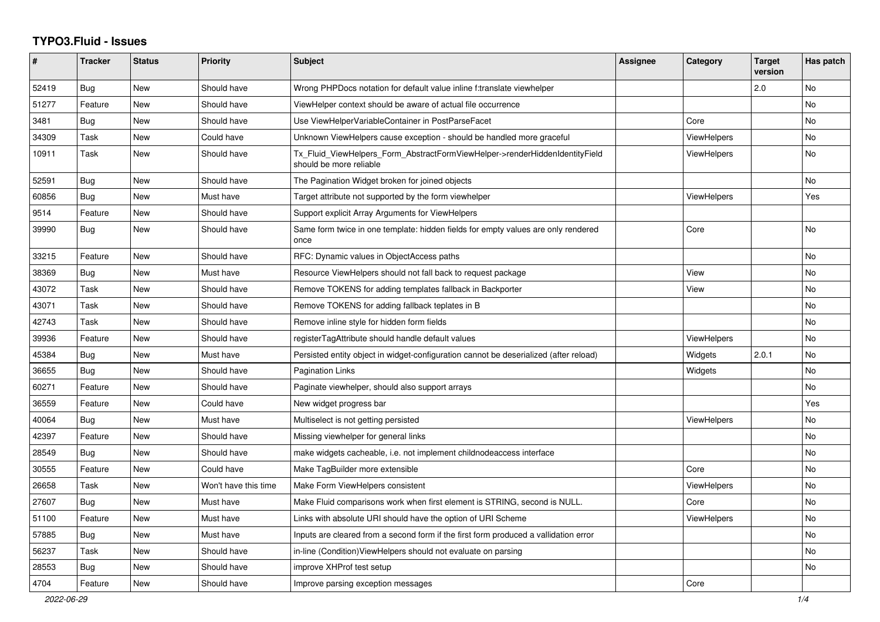# TYPO3.Fluid - Issues

| # | Tracker | Status | Priority | Subject | Assignee | Category | Target version | Has patch |
|---|---|---|---|---|---|---|---|---|
| 52419 | Bug | New | Should have | Wrong PHPDocs notation for default value inline f:translate viewhelper | | | 2.0 | No |
| 51277 | Feature | New | Should have | ViewHelper context should be aware of actual file occurrence | | | | No |
| 3481 | Bug | New | Should have | Use ViewHelperVariableContainer in PostParseFacet | | Core | | No |
| 34309 | Task | New | Could have | Unknown ViewHelpers cause exception - should be handled more graceful | | ViewHelpers | | No |
| 10911 | Task | New | Should have | Tx_Fluid_ViewHelpers_Form_AbstractFormViewHelper->renderHiddenIdentityField should be more reliable | | ViewHelpers | | No |
| 52591 | Bug | New | Should have | The Pagination Widget broken for joined objects | | | | No |
| 60856 | Bug | New | Must have | Target attribute not supported by the form viewhelper | | ViewHelpers | | Yes |
| 9514 | Feature | New | Should have | Support explicit Array Arguments for ViewHelpers | | | | |
| 39990 | Bug | New | Should have | Same form twice in one template: hidden fields for empty values are only rendered once | | Core | | No |
| 33215 | Feature | New | Should have | RFC: Dynamic values in ObjectAccess paths | | | | No |
| 38369 | Bug | New | Must have | Resource ViewHelpers should not fall back to request package | | View | | No |
| 43072 | Task | New | Should have | Remove TOKENS for adding templates fallback in Backporter | | View | | No |
| 43071 | Task | New | Should have | Remove TOKENS for adding fallback teplates in B | | | | No |
| 42743 | Task | New | Should have | Remove inline style for hidden form fields | | | | No |
| 39936 | Feature | New | Should have | registerTagAttribute should handle default values | | ViewHelpers | | No |
| 45384 | Bug | New | Must have | Persisted entity object in widget-configuration cannot be deserialized (after reload) | | Widgets | 2.0.1 | No |
| 36655 | Bug | New | Should have | Pagination Links | | Widgets | | No |
| 60271 | Feature | New | Should have | Paginate viewhelper, should also support arrays | | | | No |
| 36559 | Feature | New | Could have | New widget progress bar | | | | Yes |
| 40064 | Bug | New | Must have | Multiselect is not getting persisted | | ViewHelpers | | No |
| 42397 | Feature | New | Should have | Missing viewhelper for general links | | | | No |
| 28549 | Bug | New | Should have | make widgets cacheable, i.e. not implement childnodeaccess interface | | | | No |
| 30555 | Feature | New | Could have | Make TagBuilder more extensible | | Core | | No |
| 26658 | Task | New | Won't have this time | Make Form ViewHelpers consistent | | ViewHelpers | | No |
| 27607 | Bug | New | Must have | Make Fluid comparisons work when first element is STRING, second is NULL. | | Core | | No |
| 51100 | Feature | New | Must have | Links with absolute URI should have the option of URI Scheme | | ViewHelpers | | No |
| 57885 | Bug | New | Must have | Inputs are cleared from a second form if the first form produced a vallidation error | | | | No |
| 56237 | Task | New | Should have | in-line (Condition)ViewHelpers should not evaluate on parsing | | | | No |
| 28553 | Bug | New | Should have | improve XHProf test setup | | | | No |
| 4704 | Feature | New | Should have | Improve parsing exception messages | | Core | | |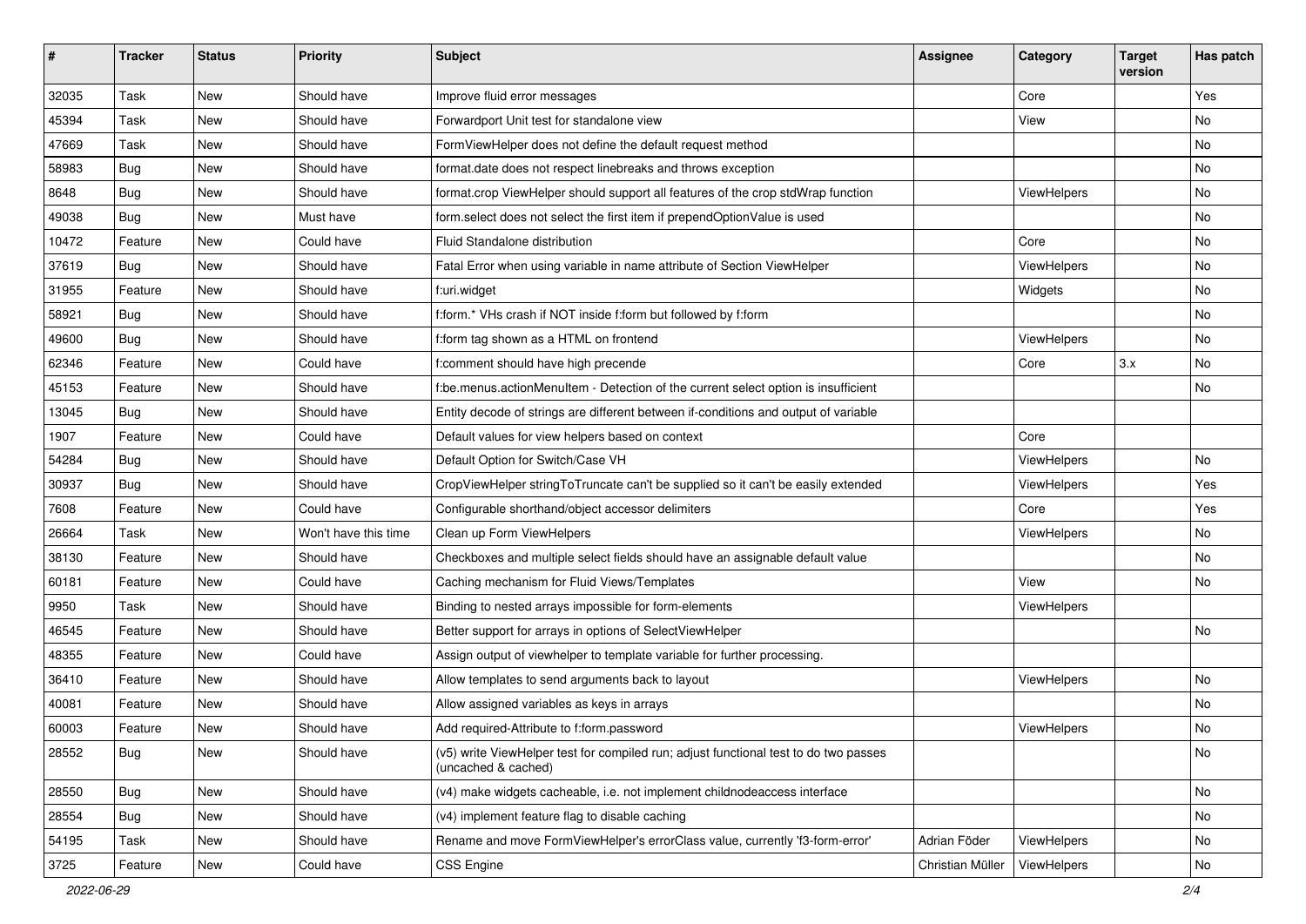| # | Tracker | Status | Priority | Subject | Assignee | Category | Target version | Has patch |
| --- | --- | --- | --- | --- | --- | --- | --- | --- |
| 32035 | Task | New | Should have | Improve fluid error messages | | Core | | Yes |
| 45394 | Task | New | Should have | Forwardport Unit test for standalone view | | View | | No |
| 47669 | Task | New | Should have | FormViewHelper does not define the default request method | | | | No |
| 58983 | Bug | New | Should have | format.date does not respect linebreaks and throws exception | | | | No |
| 8648 | Bug | New | Should have | format.crop ViewHelper should support all features of the crop stdWrap function | | ViewHelpers | | No |
| 49038 | Bug | New | Must have | form.select does not select the first item if prependOptionValue is used | | | | No |
| 10472 | Feature | New | Could have | Fluid Standalone distribution | | Core | | No |
| 37619 | Bug | New | Should have | Fatal Error when using variable in name attribute of Section ViewHelper | | ViewHelpers | | No |
| 31955 | Feature | New | Should have | f:uri.widget | | Widgets | | No |
| 58921 | Bug | New | Should have | f:form.* VHs crash if NOT inside f:form but followed by f:form | | | | No |
| 49600 | Bug | New | Should have | f:form tag shown as a HTML on frontend | | ViewHelpers | | No |
| 62346 | Feature | New | Could have | f:comment should have high precende | | Core | 3.x | No |
| 45153 | Feature | New | Should have | f:be.menus.actionMenuItem - Detection of the current select option is insufficient | | | | No |
| 13045 | Bug | New | Should have | Entity decode of strings are different between if-conditions and output of variable | | | | |
| 1907 | Feature | New | Could have | Default values for view helpers based on context | | Core | | |
| 54284 | Bug | New | Should have | Default Option for Switch/Case VH | | ViewHelpers | | No |
| 30937 | Bug | New | Should have | CropViewHelper stringToTruncate can't be supplied so it can't be easily extended | | ViewHelpers | | Yes |
| 7608 | Feature | New | Could have | Configurable shorthand/object accessor delimiters | | Core | | Yes |
| 26664 | Task | New | Won't have this time | Clean up Form ViewHelpers | | ViewHelpers | | No |
| 38130 | Feature | New | Should have | Checkboxes and multiple select fields should have an assignable default value | | | | No |
| 60181 | Feature | New | Could have | Caching mechanism for Fluid Views/Templates | | View | | No |
| 9950 | Task | New | Should have | Binding to nested arrays impossible for form-elements | | ViewHelpers | | |
| 46545 | Feature | New | Should have | Better support for arrays in options of SelectViewHelper | | | | No |
| 48355 | Feature | New | Could have | Assign output of viewhelper to template variable for further processing. | | | | |
| 36410 | Feature | New | Should have | Allow templates to send arguments back to layout | | ViewHelpers | | No |
| 40081 | Feature | New | Should have | Allow assigned variables as keys in arrays | | | | No |
| 60003 | Feature | New | Should have | Add required-Attribute to f:form.password | | ViewHelpers | | No |
| 28552 | Bug | New | Should have | (v5) write ViewHelper test for compiled run; adjust functional test to do two passes (uncached & cached) | | | | No |
| 28550 | Bug | New | Should have | (v4) make widgets cacheable, i.e. not implement childnodeaccess interface | | | | No |
| 28554 | Bug | New | Should have | (v4) implement feature flag to disable caching | | | | No |
| 54195 | Task | New | Should have | Rename and move FormViewHelper's errorClass value, currently 'f3-form-error' | Adrian Föder | ViewHelpers | | No |
| 3725 | Feature | New | Could have | CSS Engine | Christian Müller | ViewHelpers | | No |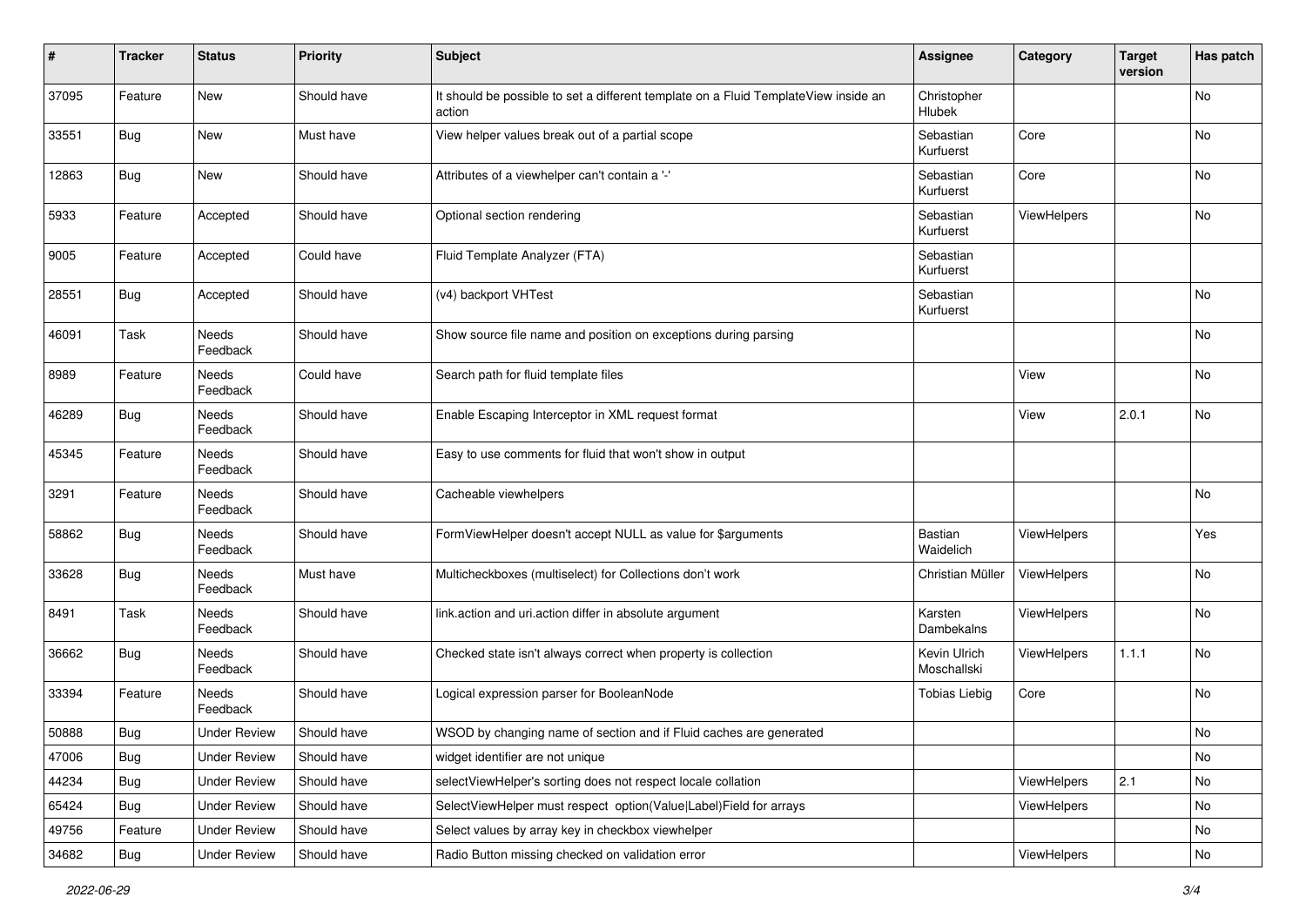| # | Tracker | Status | Priority | Subject | Assignee | Category | Target version | Has patch |
|---|---|---|---|---|---|---|---|---|
| 37095 | Feature | New | Should have | It should be possible to set a different template on a Fluid TemplateView inside an action | Christopher Hlubek | | | No |
| 33551 | Bug | New | Must have | View helper values break out of a partial scope | Sebastian Kurfuerst | Core | | No |
| 12863 | Bug | New | Should have | Attributes of a viewhelper can't contain a '-' | Sebastian Kurfuerst | Core | | No |
| 5933 | Feature | Accepted | Should have | Optional section rendering | Sebastian Kurfuerst | ViewHelpers | | No |
| 9005 | Feature | Accepted | Could have | Fluid Template Analyzer (FTA) | Sebastian Kurfuerst | | | |
| 28551 | Bug | Accepted | Should have | (v4) backport VHTest | Sebastian Kurfuerst | | | No |
| 46091 | Task | Needs Feedback | Should have | Show source file name and position on exceptions during parsing | | | | No |
| 8989 | Feature | Needs Feedback | Could have | Search path for fluid template files | | View | | No |
| 46289 | Bug | Needs Feedback | Should have | Enable Escaping Interceptor in XML request format | | View | 2.0.1 | No |
| 45345 | Feature | Needs Feedback | Should have | Easy to use comments for fluid that won't show in output | | | | |
| 3291 | Feature | Needs Feedback | Should have | Cacheable viewhelpers | | | | No |
| 58862 | Bug | Needs Feedback | Should have | FormViewHelper doesn't accept NULL as value for $arguments | Bastian Waidelich | ViewHelpers | | Yes |
| 33628 | Bug | Needs Feedback | Must have | Multicheckboxes (multiselect) for Collections don't work | Christian Müller | ViewHelpers | | No |
| 8491 | Task | Needs Feedback | Should have | link.action and uri.action differ in absolute argument | Karsten Dambekalns | ViewHelpers | | No |
| 36662 | Bug | Needs Feedback | Should have | Checked state isn't always correct when property is collection | Kevin Ulrich Moschallski | ViewHelpers | 1.1.1 | No |
| 33394 | Feature | Needs Feedback | Should have | Logical expression parser for BooleanNode | Tobias Liebig | Core | | No |
| 50888 | Bug | Under Review | Should have | WSOD by changing name of section and if Fluid caches are generated | | | | No |
| 47006 | Bug | Under Review | Should have | widget identifier are not unique | | | | No |
| 44234 | Bug | Under Review | Should have | selectViewHelper's sorting does not respect locale collation | | ViewHelpers | 2.1 | No |
| 65424 | Bug | Under Review | Should have | SelectViewHelper must respect option(Value\|Label)Field for arrays | | ViewHelpers | | No |
| 49756 | Feature | Under Review | Should have | Select values by array key in checkbox viewhelper | | | | No |
| 34682 | Bug | Under Review | Should have | Radio Button missing checked on validation error | | ViewHelpers | | No |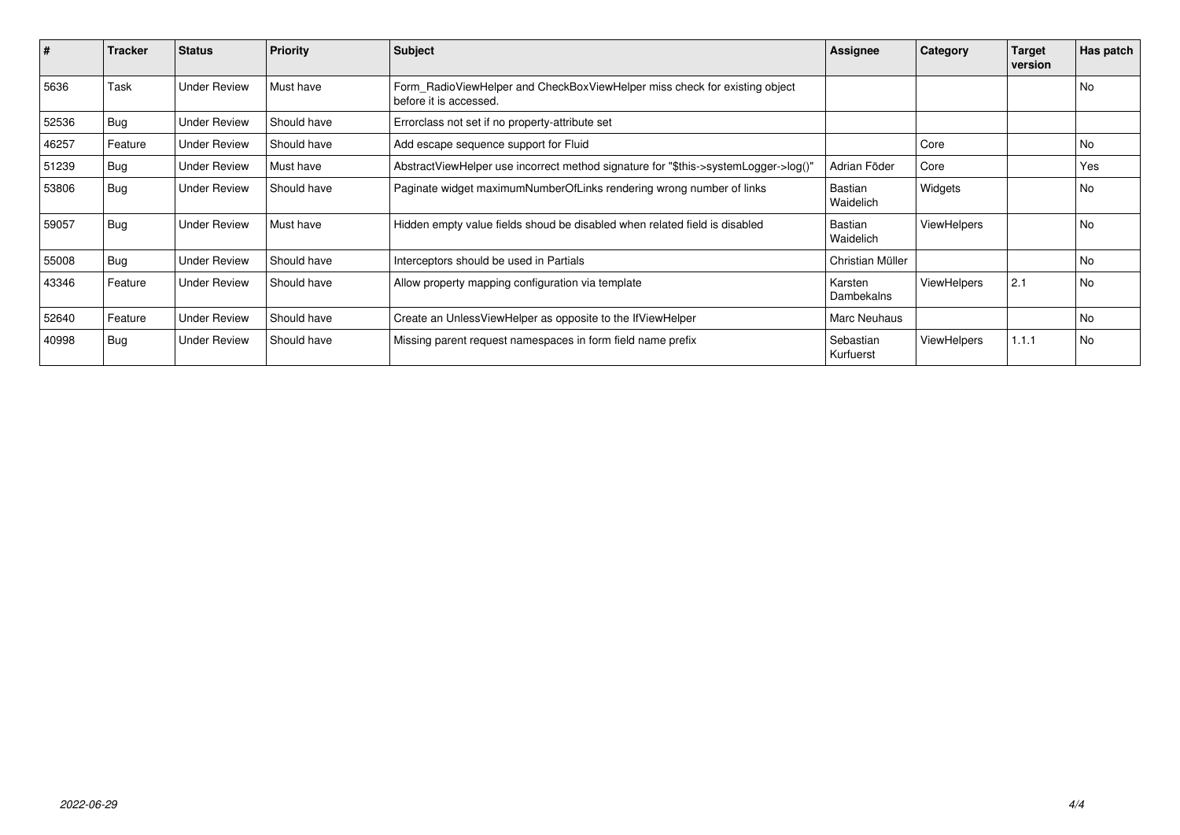| # | Tracker | Status | Priority | Subject | Assignee | Category | Target version | Has patch |
|---|---|---|---|---|---|---|---|---|
| 5636 | Task | Under Review | Must have | Form_RadioViewHelper and CheckBoxViewHelper miss check for existing object before it is accessed. | | | | No |
| 52536 | Bug | Under Review | Should have | Errorclass not set if no property-attribute set | | | | |
| 46257 | Feature | Under Review | Should have | Add escape sequence support for Fluid | | Core | | No |
| 51239 | Bug | Under Review | Must have | AbstractViewHelper use incorrect method signature for "$this->systemLogger->log()" | Adrian Föder | Core | | Yes |
| 53806 | Bug | Under Review | Should have | Paginate widget maximumNumberOfLinks rendering wrong number of links | Bastian Waidelich | Widgets | | No |
| 59057 | Bug | Under Review | Must have | Hidden empty value fields shoud be disabled when related field is disabled | Bastian Waidelich | ViewHelpers | | No |
| 55008 | Bug | Under Review | Should have | Interceptors should be used in Partials | Christian Müller | | | No |
| 43346 | Feature | Under Review | Should have | Allow property mapping configuration via template | Karsten Dambekalns | ViewHelpers | 2.1 | No |
| 52640 | Feature | Under Review | Should have | Create an UnlessViewHelper as opposite to the IfViewHelper | Marc Neuhaus | | | No |
| 40998 | Bug | Under Review | Should have | Missing parent request namespaces in form field name prefix | Sebastian Kurfuerst | ViewHelpers | 1.1.1 | No |